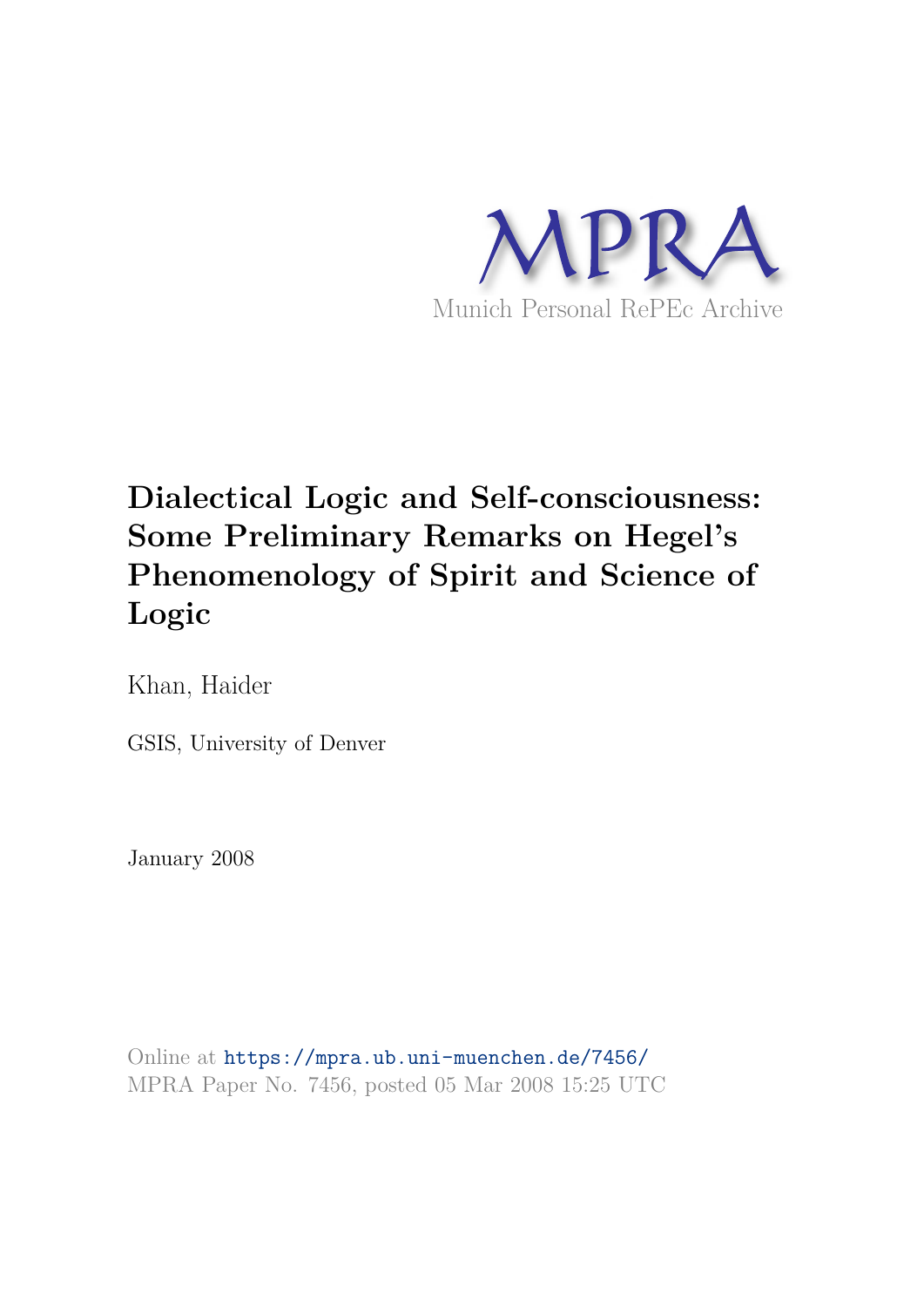MPRA

Munich Personal RePEc Archive

# Dialectical Logic and Self-consciousness: Some Preliminary Remarks on Hegel's Phenomenology of Spirit and Science of Logic

Khan, Haider

GSIS, University of Denver

January 2008

Online at https://mpra.ub.uni-muenchen.de/7456/
MPRA Paper No. 7456, posted 05 Mar 2008 15:25 UTC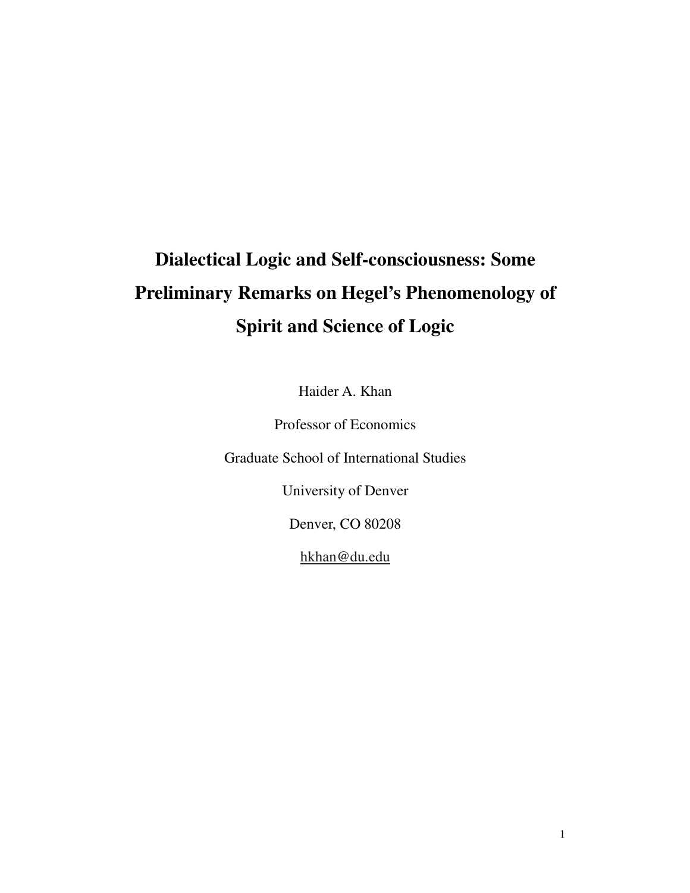# Dialectical Logic and Self-consciousness: Some Preliminary Remarks on Hegel's Phenomenology of Spirit and Science of Logic

Haider A. Khan

Professor of Economics

Graduate School of International Studies

University of Denver

Denver, CO 80208

hkhan@du.edu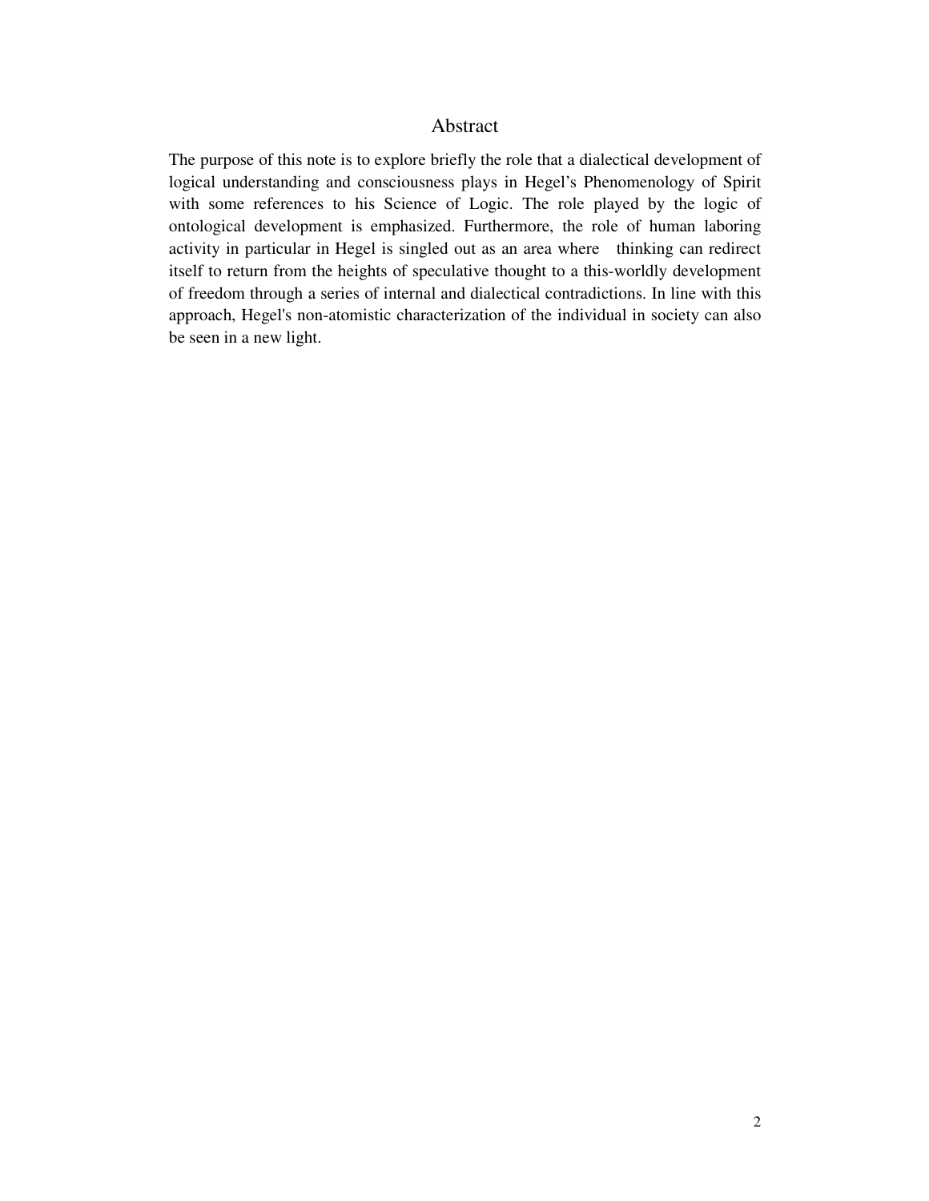## Abstract

The purpose of this note is to explore briefly the role that a dialectical development of logical understanding and consciousness plays in Hegel's Phenomenology of Spirit with some references to his Science of Logic. The role played by the logic of ontological development is emphasized. Furthermore, the role of human laboring activity in particular in Hegel is singled out as an area where thinking can redirect itself to return from the heights of speculative thought to a this-worldly development of freedom through a series of internal and dialectical contradictions. In line with this approach, Hegel's non-atomistic characterization of the individual in society can also be seen in a new light.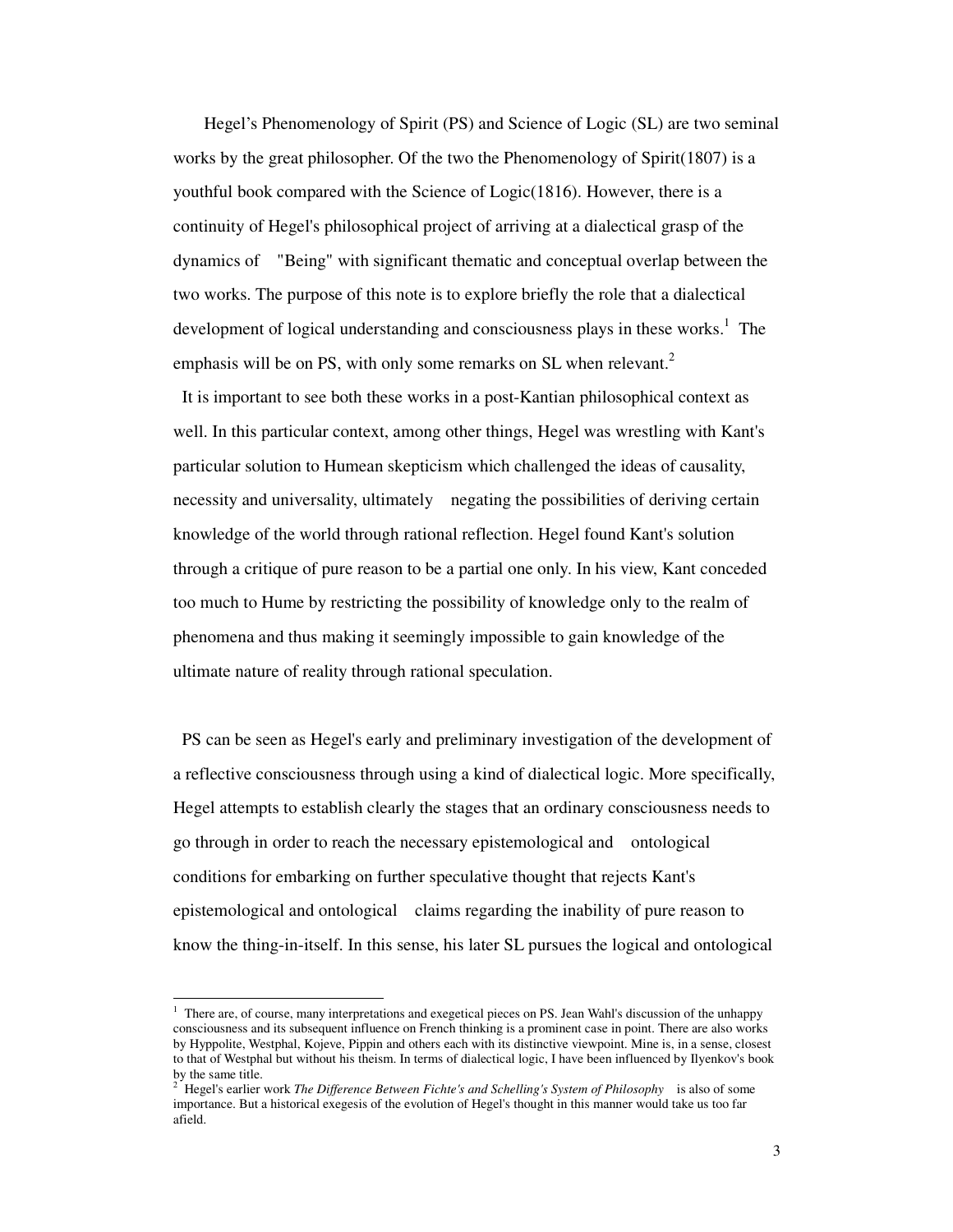Hegel's Phenomenology of Spirit (PS) and Science of Logic (SL) are two seminal works by the great philosopher. Of the two the Phenomenology of Spirit(1807) is a youthful book compared with the Science of Logic(1816). However, there is a continuity of Hegel's philosophical project of arriving at a dialectical grasp of the dynamics of "Being" with significant thematic and conceptual overlap between the two works. The purpose of this note is to explore briefly the role that a dialectical development of logical understanding and consciousness plays in these works.[1] The emphasis will be on PS, with only some remarks on SL when relevant.[2]

It is important to see both these works in a post-Kantian philosophical context as well. In this particular context, among other things, Hegel was wrestling with Kant's particular solution to Humean skepticism which challenged the ideas of causality, necessity and universality, ultimately negating the possibilities of deriving certain knowledge of the world through rational reflection. Hegel found Kant's solution through a critique of pure reason to be a partial one only. In his view, Kant conceded too much to Hume by restricting the possibility of knowledge only to the realm of phenomena and thus making it seemingly impossible to gain knowledge of the ultimate nature of reality through rational speculation.

PS can be seen as Hegel's early and preliminary investigation of the development of a reflective consciousness through using a kind of dialectical logic. More specifically, Hegel attempts to establish clearly the stages that an ordinary consciousness needs to go through in order to reach the necessary epistemological and ontological conditions for embarking on further speculative thought that rejects Kant's epistemological and ontological claims regarding the inability of pure reason to know the thing-in-itself. In this sense, his later SL pursues the logical and ontological

---

[1] There are, of course, many interpretations and exegetical pieces on PS. Jean Wahl's discussion of the unhappy consciousness and its subsequent influence on French thinking is a prominent case in point. There are also works by Hyppolite, Westphal, Kojeve, Pippin and others each with its distinctive viewpoint. Mine is, in a sense, closest to that of Westphal but without his theism. In terms of dialectical logic, I have been influenced by Ilyenkov's book by the same title.

[2] Hegel's earlier work *The Difference Between Fichte's and Schelling's System of Philosophy* is also of some importance. But a historical exegesis of the evolution of Hegel's thought in this manner would take us too far afield.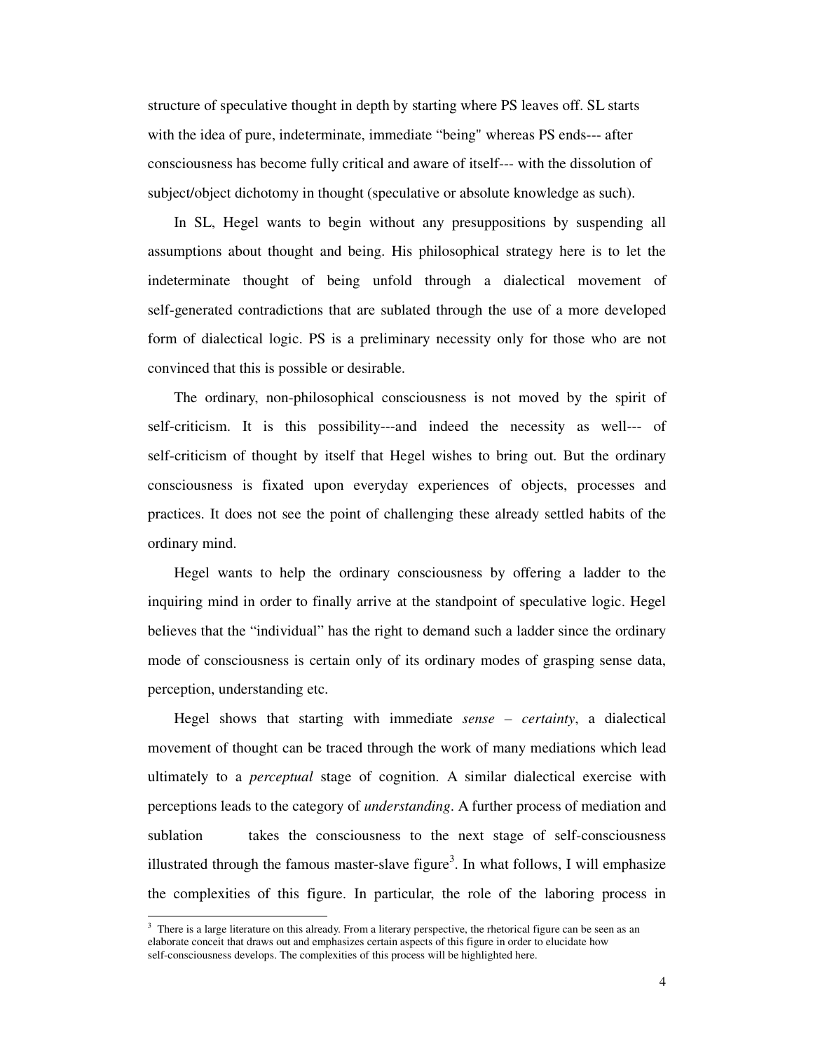structure of speculative thought in depth by starting where PS leaves off. SL starts with the idea of pure, indeterminate, immediate "being" whereas PS ends--- after consciousness has become fully critical and aware of itself--- with the dissolution of subject/object dichotomy in thought (speculative or absolute knowledge as such).

In SL, Hegel wants to begin without any presuppositions by suspending all assumptions about thought and being. His philosophical strategy here is to let the indeterminate thought of being unfold through a dialectical movement of self-generated contradictions that are sublated through the use of a more developed form of dialectical logic. PS is a preliminary necessity only for those who are not convinced that this is possible or desirable.

The ordinary, non-philosophical consciousness is not moved by the spirit of self-criticism. It is this possibility---and indeed the necessity as well--- of self-criticism of thought by itself that Hegel wishes to bring out. But the ordinary consciousness is fixated upon everyday experiences of objects, processes and practices. It does not see the point of challenging these already settled habits of the ordinary mind.

Hegel wants to help the ordinary consciousness by offering a ladder to the inquiring mind in order to finally arrive at the standpoint of speculative logic. Hegel believes that the "individual" has the right to demand such a ladder since the ordinary mode of consciousness is certain only of its ordinary modes of grasping sense data, perception, understanding etc.

Hegel shows that starting with immediate *sense – certainty*, a dialectical movement of thought can be traced through the work of many mediations which lead ultimately to a *perceptual* stage of cognition. A similar dialectical exercise with perceptions leads to the category of *understanding*. A further process of mediation and sublation takes the consciousness to the next stage of self-consciousness illustrated through the famous master-slave figure[3]. In what follows, I will emphasize the complexities of this figure. In particular, the role of the laboring process in

---

[3] There is a large literature on this already. From a literary perspective, the rhetorical figure can be seen as an elaborate conceit that draws out and emphasizes certain aspects of this figure in order to elucidate how self-consciousness develops. The complexities of this process will be highlighted here.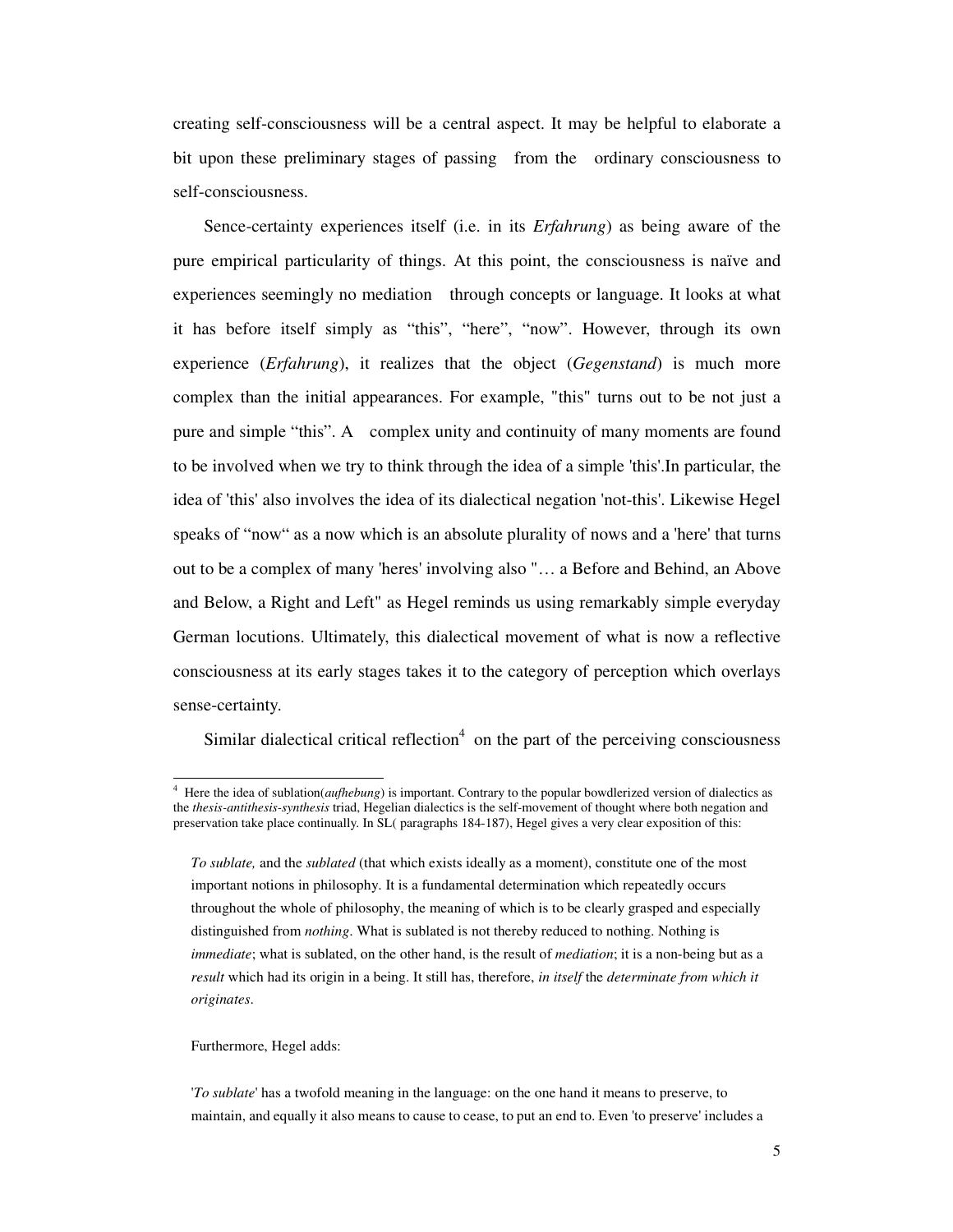creating self-consciousness will be a central aspect. It may be helpful to elaborate a bit upon these preliminary stages of passing from the ordinary consciousness to self-consciousness.

Sence-certainty experiences itself (i.e. in its *Erfahrung*) as being aware of the pure empirical particularity of things. At this point, the consciousness is naïve and experiences seemingly no mediation through concepts or language. It looks at what it has before itself simply as "this", "here", "now". However, through its own experience (*Erfahrung*), it realizes that the object (*Gegenstand*) is much more complex than the initial appearances. For example, "this" turns out to be not just a pure and simple "this". A complex unity and continuity of many moments are found to be involved when we try to think through the idea of a simple 'this'.In particular, the idea of 'this' also involves the idea of its dialectical negation 'not-this'. Likewise Hegel speaks of "now" as a now which is an absolute plurality of nows and a 'here' that turns out to be a complex of many 'heres' involving also "… a Before and Behind, an Above and Below, a Right and Left" as Hegel reminds us using remarkably simple everyday German locutions. Ultimately, this dialectical movement of what is now a reflective consciousness at its early stages takes it to the category of perception which overlays sense-certainty.

Similar dialectical critical reflection[4] on the part of the perceiving consciousness

---

[4] Here the idea of sublation(*aufhebung*) is important. Contrary to the popular bowdlerized version of dialectics as the *thesis-antithesis-synthesis* triad, Hegelian dialectics is the self-movement of thought where both negation and preservation take place continually. In SL( paragraphs 184-187), Hegel gives a very clear exposition of this:

> *To sublate,* and the *sublated* (that which exists ideally as a moment), constitute one of the most important notions in philosophy. It is a fundamental determination which repeatedly occurs throughout the whole of philosophy, the meaning of which is to be clearly grasped and especially distinguished from *nothing*. What is sublated is not thereby reduced to nothing. Nothing is *immediate*; what is sublated, on the other hand, is the result of *mediation*; it is a non-being but as a *result* which had its origin in a being. It still has, therefore, *in itself* the *determinate from which it originates*.

Furthermore, Hegel adds:

> '*To sublate*' has a twofold meaning in the language: on the one hand it means to preserve, to maintain, and equally it also means to cause to cease, to put an end to. Even 'to preserve' includes a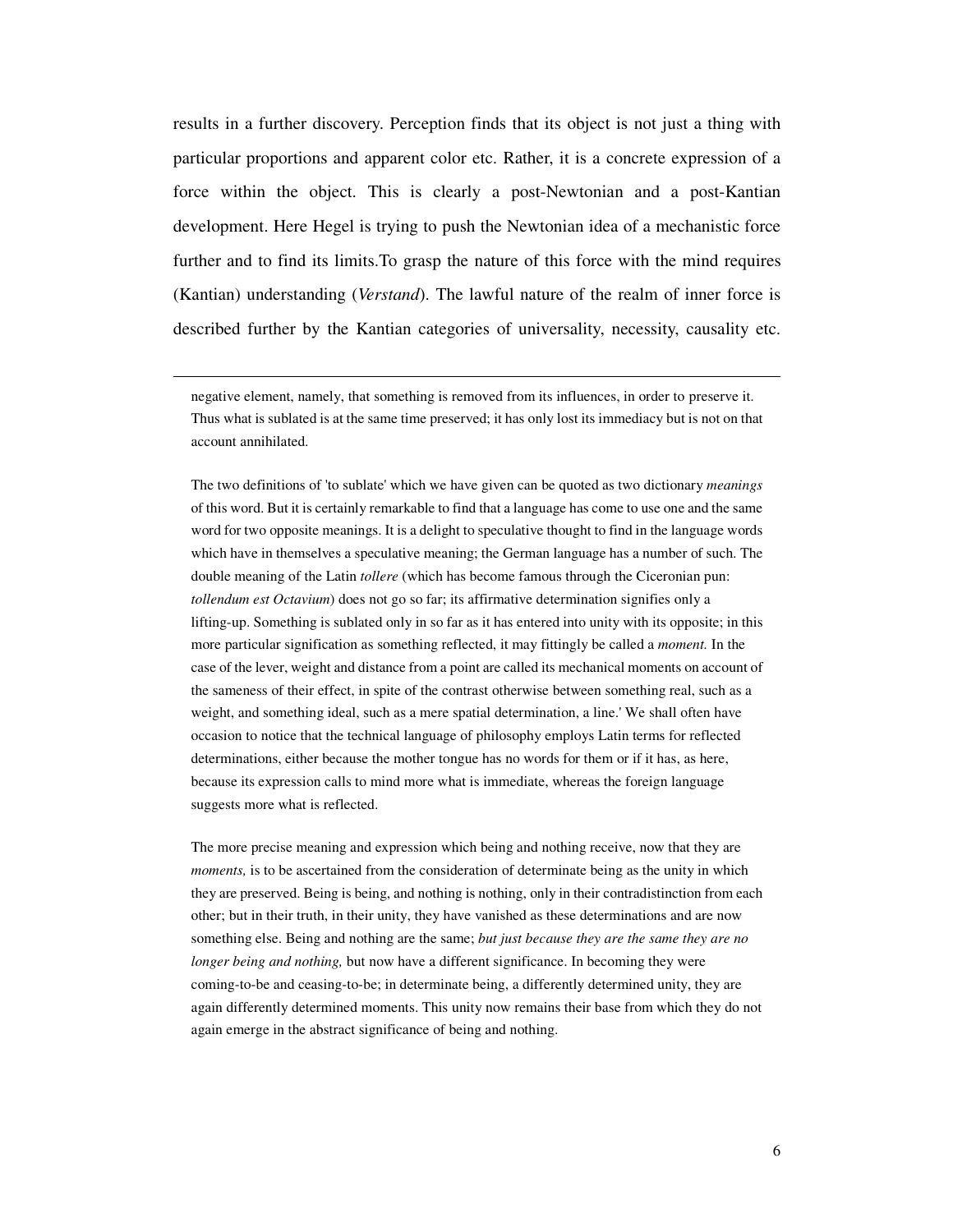results in a further discovery. Perception finds that its object is not just a thing with particular proportions and apparent color etc. Rather, it is a concrete expression of a force within the object. This is clearly a post-Newtonian and a post-Kantian development. Here Hegel is trying to push the Newtonian idea of a mechanistic force further and to find its limits.To grasp the nature of this force with the mind requires (Kantian) understanding (*Verstand*). The lawful nature of the realm of inner force is described further by the Kantian categories of universality, necessity, causality etc.

---

negative element, namely, that something is removed from its influences, in order to preserve it. Thus what is sublated is at the same time preserved; it has only lost its immediacy but is not on that account annihilated.

The two definitions of 'to sublate' which we have given can be quoted as two dictionary *meanings* of this word. But it is certainly remarkable to find that a language has come to use one and the same word for two opposite meanings. It is a delight to speculative thought to find in the language words which have in themselves a speculative meaning; the German language has a number of such. The double meaning of the Latin *tollere* (which has become famous through the Ciceronian pun: *tollendum est Octavium*) does not go so far; its affirmative determination signifies only a lifting-up. Something is sublated only in so far as it has entered into unity with its opposite; in this more particular signification as something reflected, it may fittingly be called a *moment.* In the case of the lever, weight and distance from a point are called its mechanical moments on account of the sameness of their effect, in spite of the contrast otherwise between something real, such as a weight, and something ideal, such as a mere spatial determination, a line.' We shall often have occasion to notice that the technical language of philosophy employs Latin terms for reflected determinations, either because the mother tongue has no words for them or if it has, as here, because its expression calls to mind more what is immediate, whereas the foreign language suggests more what is reflected.

The more precise meaning and expression which being and nothing receive, now that they are *moments,* is to be ascertained from the consideration of determinate being as the unity in which they are preserved. Being is being, and nothing is nothing, only in their contradistinction from each other; but in their truth, in their unity, they have vanished as these determinations and are now something else. Being and nothing are the same; *but just because they are the same they are no longer being and nothing,* but now have a different significance. In becoming they were coming-to-be and ceasing-to-be; in determinate being, a differently determined unity, they are again differently determined moments. This unity now remains their base from which they do not again emerge in the abstract significance of being and nothing.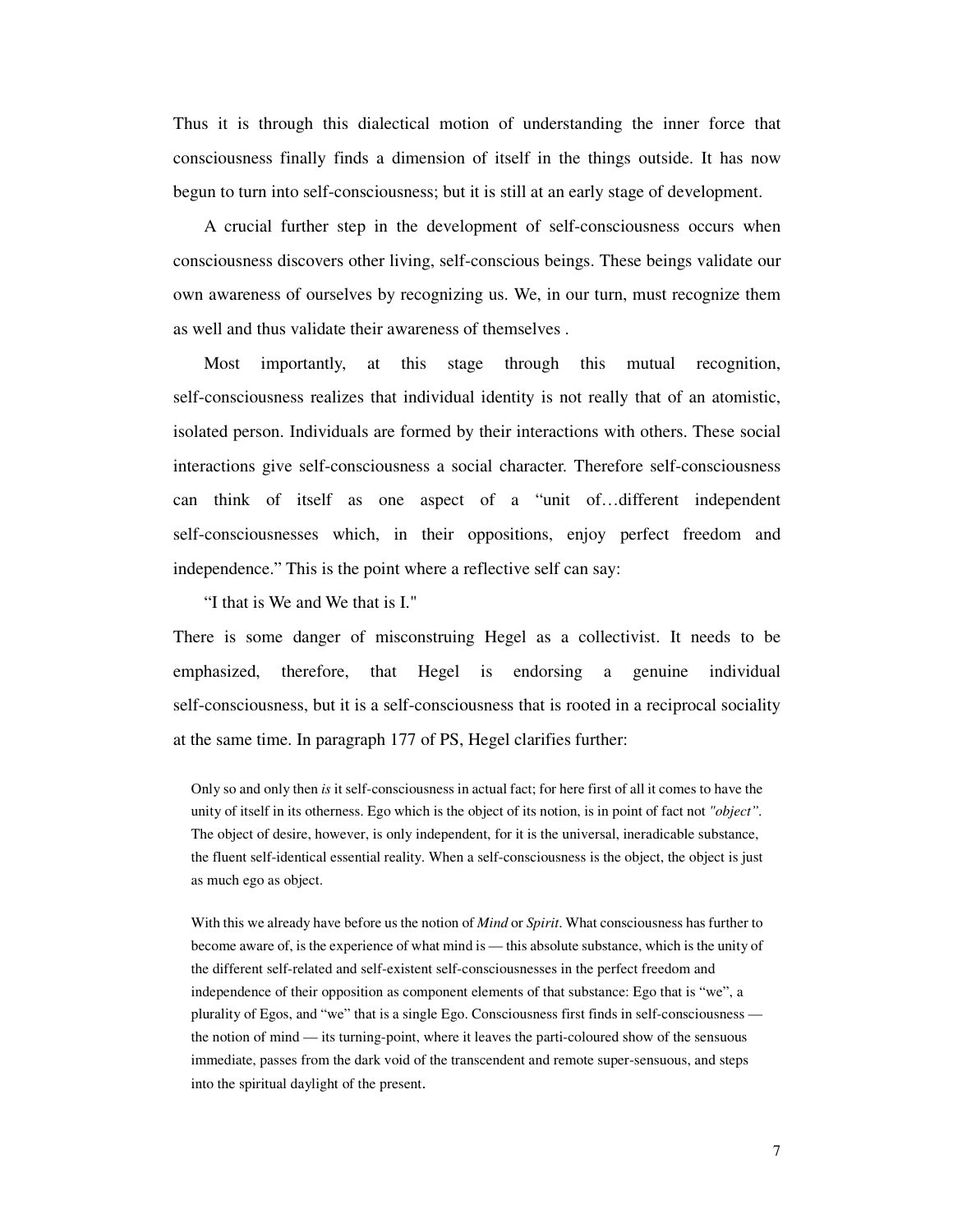Thus it is through this dialectical motion of understanding the inner force that consciousness finally finds a dimension of itself in the things outside. It has now begun to turn into self-consciousness; but it is still at an early stage of development.

A crucial further step in the development of self-consciousness occurs when consciousness discovers other living, self-conscious beings. These beings validate our own awareness of ourselves by recognizing us. We, in our turn, must recognize them as well and thus validate their awareness of themselves .

Most importantly, at this stage through this mutual recognition, self-consciousness realizes that individual identity is not really that of an atomistic, isolated person. Individuals are formed by their interactions with others. These social interactions give self-consciousness a social character. Therefore self-consciousness can think of itself as one aspect of a "unit of…different independent self-consciousnesses which, in their oppositions, enjoy perfect freedom and independence." This is the point where a reflective self can say:

"I that is We and We that is I."

There is some danger of misconstruing Hegel as a collectivist. It needs to be emphasized, therefore, that Hegel is endorsing a genuine individual self-consciousness, but it is a self-consciousness that is rooted in a reciprocal sociality at the same time. In paragraph 177 of PS, Hegel clarifies further:

> Only so and only then *is* it self-consciousness in actual fact; for here first of all it comes to have the unity of itself in its otherness. Ego which is the object of its notion, is in point of fact not *"object"*. The object of desire, however, is only independent, for it is the universal, ineradicable substance, the fluent self-identical essential reality. When a self-consciousness is the object, the object is just as much ego as object.
>
> With this we already have before us the notion of *Mind* or *Spirit*. What consciousness has further to become aware of, is the experience of what mind is — this absolute substance, which is the unity of the different self-related and self-existent self-consciousnesses in the perfect freedom and independence of their opposition as component elements of that substance: Ego that is "we", a plurality of Egos, and "we" that is a single Ego. Consciousness first finds in self-consciousness — the notion of mind — its turning-point, where it leaves the parti-coloured show of the sensuous immediate, passes from the dark void of the transcendent and remote super-sensuous, and steps into the spiritual daylight of the present.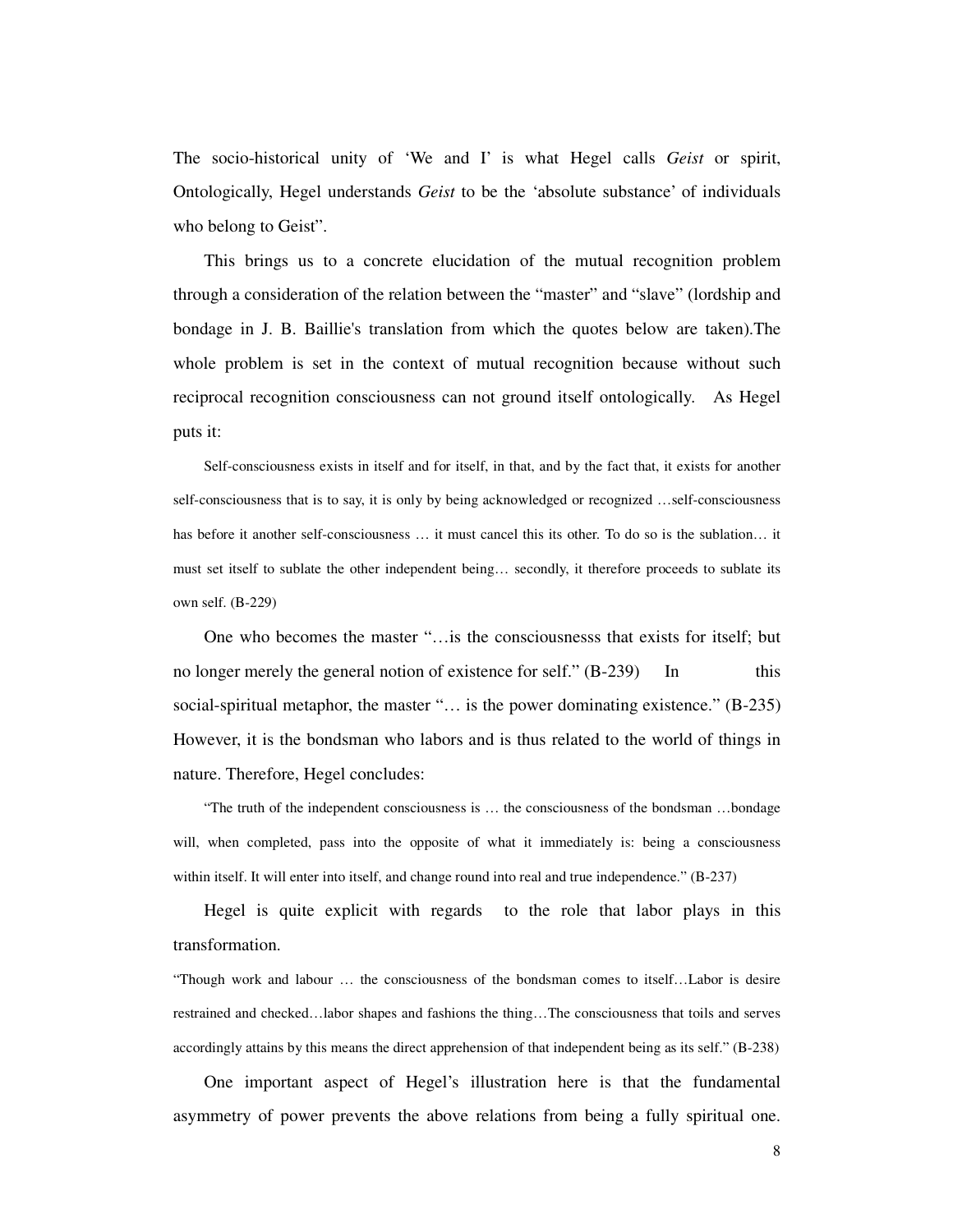The socio-historical unity of ‘We and I’ is what Hegel calls *Geist* or spirit, Ontologically, Hegel understands *Geist* to be the ‘absolute substance’ of individuals who belong to Geist”.

This brings us to a concrete elucidation of the mutual recognition problem through a consideration of the relation between the “master” and “slave” (lordship and bondage in J. B. Baillie's translation from which the quotes below are taken).The whole problem is set in the context of mutual recognition because without such reciprocal recognition consciousness can not ground itself ontologically. As Hegel puts it:

> Self-consciousness exists in itself and for itself, in that, and by the fact that, it exists for another self-consciousness that is to say, it is only by being acknowledged or recognized …self-consciousness has before it another self-consciousness … it must cancel this its other. To do so is the sublation… it must set itself to sublate the other independent being… secondly, it therefore proceeds to sublate its own self. (B-229)

One who becomes the master “…is the consciousnesss that exists for itself; but no longer merely the general notion of existence for self.” (B-239) In this social-spiritual metaphor, the master “… is the power dominating existence.” (B-235) However, it is the bondsman who labors and is thus related to the world of things in nature. Therefore, Hegel concludes:

> “The truth of the independent consciousness is … the consciousness of the bondsman …bondage will, when completed, pass into the opposite of what it immediately is: being a consciousness within itself. It will enter into itself, and change round into real and true independence.” (B-237)

Hegel is quite explicit with regards to the role that labor plays in this transformation.

> “Though work and labour … the consciousness of the bondsman comes to itself…Labor is desire restrained and checked…labor shapes and fashions the thing…The consciousness that toils and serves accordingly attains by this means the direct apprehension of that independent being as its self.” (B-238)

One important aspect of Hegel’s illustration here is that the fundamental asymmetry of power prevents the above relations from being a fully spiritual one.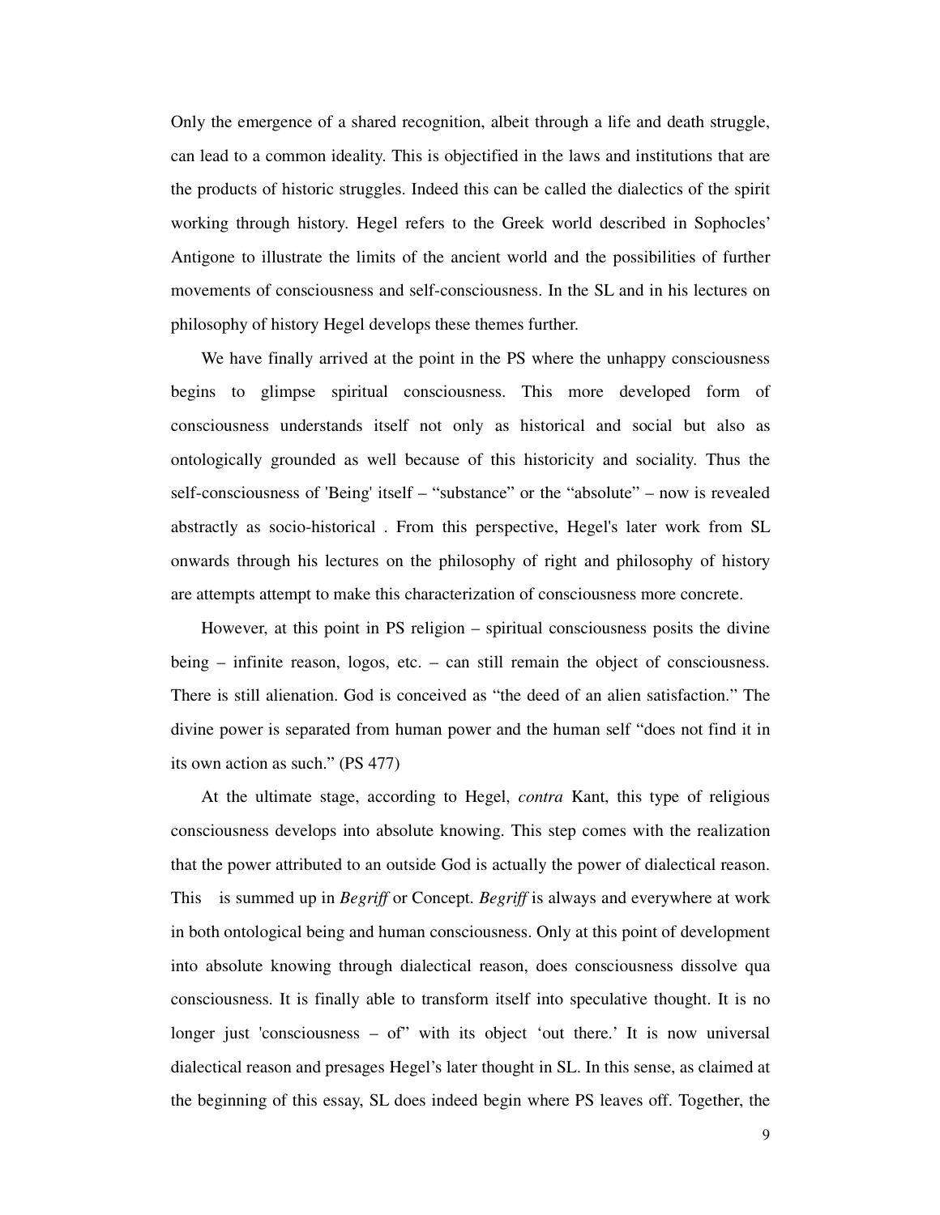Only the emergence of a shared recognition, albeit through a life and death struggle, can lead to a common ideality. This is objectified in the laws and institutions that are the products of historic struggles. Indeed this can be called the dialectics of the spirit working through history. Hegel refers to the Greek world described in Sophocles' Antigone to illustrate the limits of the ancient world and the possibilities of further movements of consciousness and self-consciousness. In the SL and in his lectures on philosophy of history Hegel develops these themes further.

We have finally arrived at the point in the PS where the unhappy consciousness begins to glimpse spiritual consciousness. This more developed form of consciousness understands itself not only as historical and social but also as ontologically grounded as well because of this historicity and sociality. Thus the self-consciousness of 'Being' itself – "substance" or the "absolute" – now is revealed abstractly as socio-historical . From this perspective, Hegel's later work from SL onwards through his lectures on the philosophy of right and philosophy of history are attempts attempt to make this characterization of consciousness more concrete.

However, at this point in PS religion – spiritual consciousness posits the divine being – infinite reason, logos, etc. – can still remain the object of consciousness. There is still alienation. God is conceived as "the deed of an alien satisfaction." The divine power is separated from human power and the human self "does not find it in its own action as such." (PS 477)

At the ultimate stage, according to Hegel, *contra* Kant, this type of religious consciousness develops into absolute knowing. This step comes with the realization that the power attributed to an outside God is actually the power of dialectical reason. This is summed up in *Begriff* or Concept. *Begriff* is always and everywhere at work in both ontological being and human consciousness. Only at this point of development into absolute knowing through dialectical reason, does consciousness dissolve qua consciousness. It is finally able to transform itself into speculative thought. It is no longer just 'consciousness – of" with its object 'out there.' It is now universal dialectical reason and presages Hegel's later thought in SL. In this sense, as claimed at the beginning of this essay, SL does indeed begin where PS leaves off. Together, the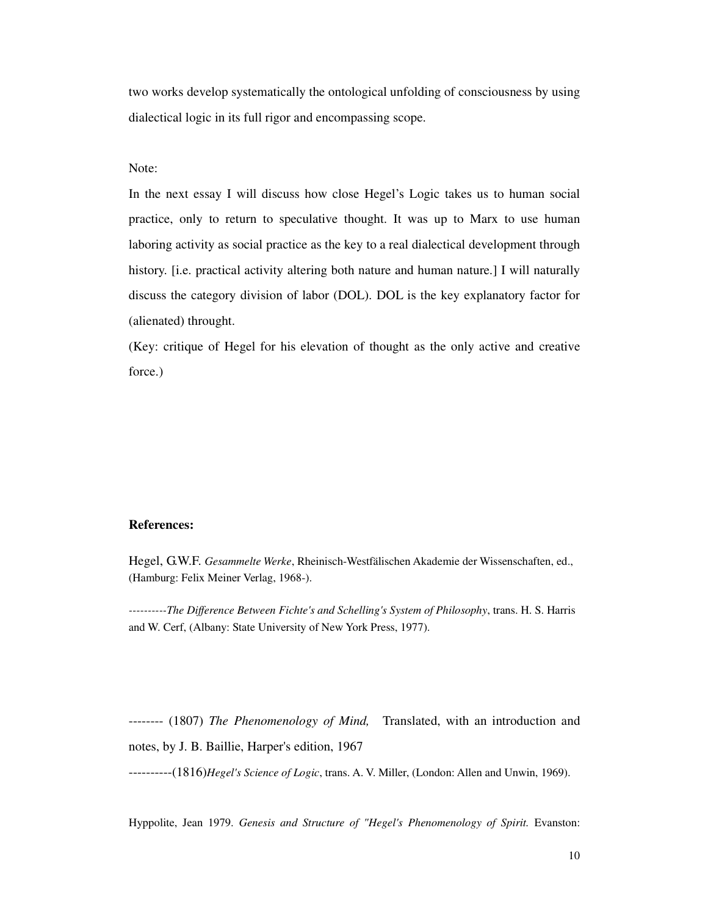two works develop systematically the ontological unfolding of consciousness by using dialectical logic in its full rigor and encompassing scope.

Note:

In the next essay I will discuss how close Hegel's Logic takes us to human social practice, only to return to speculative thought. It was up to Marx to use human laboring activity as social practice as the key to a real dialectical development through history. [i.e. practical activity altering both nature and human nature.] I will naturally discuss the category division of labor (DOL). DOL is the key explanatory factor for (alienated) throught.

(Key: critique of Hegel for his elevation of thought as the only active and creative force.)

**References:**

Hegel, G.W.F. *Gesammelte Werke*, Rheinisch-Westfälischen Akademie der Wissenschaften, ed., (Hamburg: Felix Meiner Verlag, 1968-).

----------*The Difference Between Fichte's and Schelling's System of Philosophy*, trans. H. S. Harris and W. Cerf, (Albany: State University of New York Press, 1977).

-------- (1807) *The Phenomenology of Mind,* Translated, with an introduction and notes, by J. B. Baillie, Harper's edition, 1967

----------(1816)*Hegel's Science of Logic*, trans. A. V. Miller, (London: Allen and Unwin, 1969).

Hyppolite, Jean 1979. *Genesis and Structure of "Hegel's Phenomenology of Spirit.* Evanston: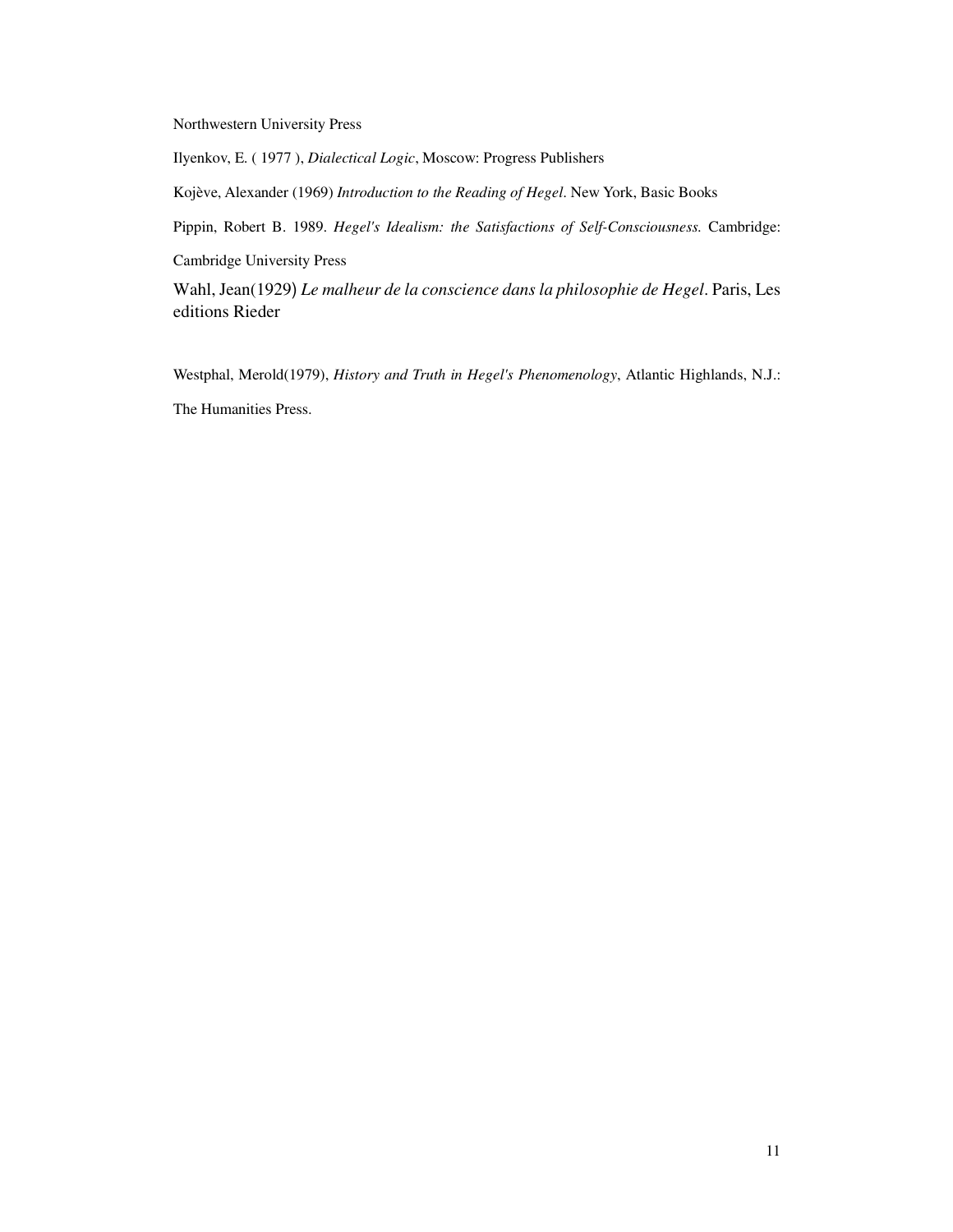Northwestern University Press

Ilyenkov, E. ( 1977 ), *Dialectical Logic*, Moscow: Progress Publishers

Kojève, Alexander (1969) *Introduction to the Reading of Hegel*. New York, Basic Books

Pippin, Robert B. 1989. *Hegel's Idealism: the Satisfactions of Self-Consciousness.* Cambridge: Cambridge University Press

Wahl, Jean(1929) *Le malheur de la conscience dans la philosophie de Hegel*. Paris, Les editions Rieder

Westphal, Merold(1979), *History and Truth in Hegel's Phenomenology*, Atlantic Highlands, N.J.: The Humanities Press.